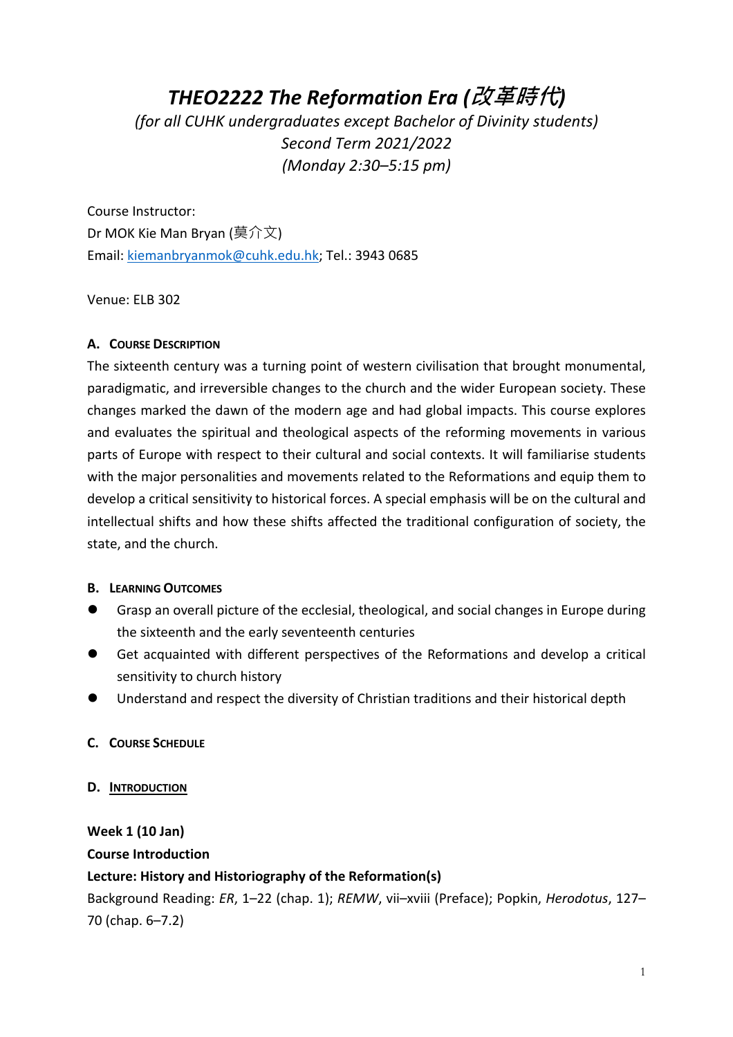# *THEO2222 The Reformation Era (改革時代)*

*(for all CUHK undergraduates except Bachelor of Divinity students)*
*Second Term 2021/2022*
*(Monday 2:30–5:15 pm)*

Course Instructor:
Dr MOK Kie Man Bryan (莫介文)
Email: kiemanbryanmok@cuhk.edu.hk; Tel.: 3943 0685

Venue: ELB 302

## A. Course Description

The sixteenth century was a turning point of western civilisation that brought monumental, paradigmatic, and irreversible changes to the church and the wider European society. These changes marked the dawn of the modern age and had global impacts. This course explores and evaluates the spiritual and theological aspects of the reforming movements in various parts of Europe with respect to their cultural and social contexts. It will familiarise students with the major personalities and movements related to the Reformations and equip them to develop a critical sensitivity to historical forces. A special emphasis will be on the cultural and intellectual shifts and how these shifts affected the traditional configuration of society, the state, and the church.

## B. Learning Outcomes

- Grasp an overall picture of the ecclesial, theological, and social changes in Europe during the sixteenth and the early seventeenth centuries
- Get acquainted with different perspectives of the Reformations and develop a critical sensitivity to church history
- Understand and respect the diversity of Christian traditions and their historical depth

## C. Course Schedule

## D. Introduction

**Week 1 (10 Jan)**

**Course Introduction**

**Lecture: History and Historiography of the Reformation(s)**

Background Reading: *ER*, 1–22 (chap. 1); *REMW*, vii–xviii (Preface); Popkin, *Herodotus*, 127–70 (chap. 6–7.2)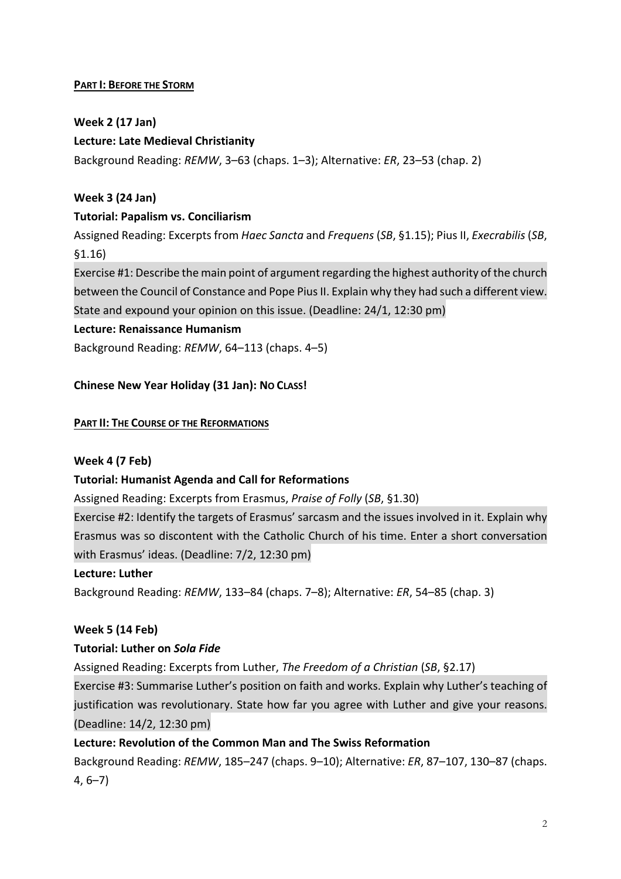**PART I: BEFORE THE STORM**

**Week 2 (17 Jan)**

**Lecture: Late Medieval Christianity**

Background Reading: *REMW*, 3–63 (chaps. 1–3); Alternative: *ER*, 23–53 (chap. 2)

**Week 3 (24 Jan)**

**Tutorial: Papalism vs. Conciliarism**

Assigned Reading: Excerpts from *Haec Sancta* and *Frequens* (*SB*, §1.15); Pius II, *Execrabilis* (*SB*, §1.16)

Exercise #1: Describe the main point of argument regarding the highest authority of the church between the Council of Constance and Pope Pius II. Explain why they had such a different view. State and expound your opinion on this issue. (Deadline: 24/1, 12:30 pm)

**Lecture: Renaissance Humanism**

Background Reading: *REMW*, 64–113 (chaps. 4–5)

**Chinese New Year Holiday (31 Jan): NO CLASS!**

**PART II: THE COURSE OF THE REFORMATIONS**

**Week 4 (7 Feb)**

**Tutorial: Humanist Agenda and Call for Reformations**

Assigned Reading: Excerpts from Erasmus, *Praise of Folly* (*SB*, §1.30)

Exercise #2: Identify the targets of Erasmus' sarcasm and the issues involved in it. Explain why Erasmus was so discontent with the Catholic Church of his time. Enter a short conversation with Erasmus' ideas. (Deadline: 7/2, 12:30 pm)

**Lecture: Luther**

Background Reading: *REMW*, 133–84 (chaps. 7–8); Alternative: *ER*, 54–85 (chap. 3)

**Week 5 (14 Feb)**

**Tutorial: Luther on *Sola Fide***

Assigned Reading: Excerpts from Luther, *The Freedom of a Christian* (*SB*, §2.17)

Exercise #3: Summarise Luther's position on faith and works. Explain why Luther's teaching of justification was revolutionary. State how far you agree with Luther and give your reasons. (Deadline: 14/2, 12:30 pm)

**Lecture: Revolution of the Common Man and The Swiss Reformation**

Background Reading: *REMW*, 185–247 (chaps. 9–10); Alternative: *ER*, 87–107, 130–87 (chaps. 4, 6–7)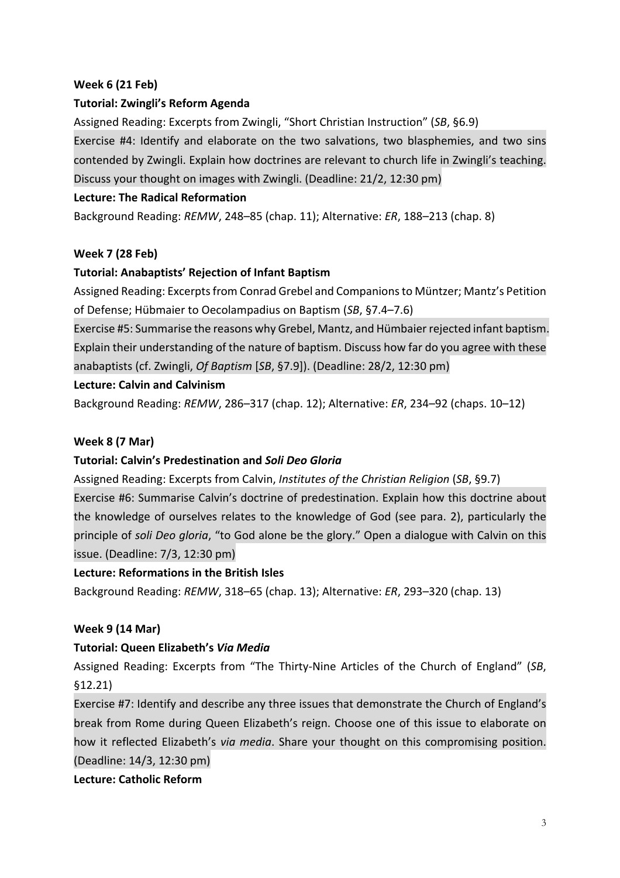**Week 6 (21 Feb)**

**Tutorial: Zwingli's Reform Agenda**

Assigned Reading: Excerpts from Zwingli, "Short Christian Instruction" (*SB*, §6.9)

Exercise #4: Identify and elaborate on the two salvations, two blasphemies, and two sins contended by Zwingli. Explain how doctrines are relevant to church life in Zwingli's teaching. Discuss your thought on images with Zwingli. (Deadline: 21/2, 12:30 pm)

**Lecture: The Radical Reformation**

Background Reading: *REMW*, 248–85 (chap. 11); Alternative: *ER*, 188–213 (chap. 8)

**Week 7 (28 Feb)**

**Tutorial: Anabaptists' Rejection of Infant Baptism**

Assigned Reading: Excerpts from Conrad Grebel and Companions to Müntzer; Mantz's Petition of Defense; Hübmaier to Oecolampadius on Baptism (*SB*, §7.4–7.6)

Exercise #5: Summarise the reasons why Grebel, Mantz, and Hümbaier rejected infant baptism. Explain their understanding of the nature of baptism. Discuss how far do you agree with these anabaptists (cf. Zwingli, *Of Baptism* [*SB*, §7.9]). (Deadline: 28/2, 12:30 pm)

**Lecture: Calvin and Calvinism**

Background Reading: *REMW*, 286–317 (chap. 12); Alternative: *ER*, 234–92 (chaps. 10–12)

**Week 8 (7 Mar)**

**Tutorial: Calvin's Predestination and *Soli Deo Gloria***

Assigned Reading: Excerpts from Calvin, *Institutes of the Christian Religion* (*SB*, §9.7)

Exercise #6: Summarise Calvin's doctrine of predestination. Explain how this doctrine about the knowledge of ourselves relates to the knowledge of God (see para. 2), particularly the principle of *soli Deo gloria*, "to God alone be the glory." Open a dialogue with Calvin on this issue. (Deadline: 7/3, 12:30 pm)

**Lecture: Reformations in the British Isles**

Background Reading: *REMW*, 318–65 (chap. 13); Alternative: *ER*, 293–320 (chap. 13)

**Week 9 (14 Mar)**

**Tutorial: Queen Elizabeth's *Via Media***

Assigned Reading: Excerpts from "The Thirty-Nine Articles of the Church of England" (*SB*, §12.21)

Exercise #7: Identify and describe any three issues that demonstrate the Church of England's break from Rome during Queen Elizabeth's reign. Choose one of this issue to elaborate on how it reflected Elizabeth's *via media*. Share your thought on this compromising position. (Deadline: 14/3, 12:30 pm)

**Lecture: Catholic Reform**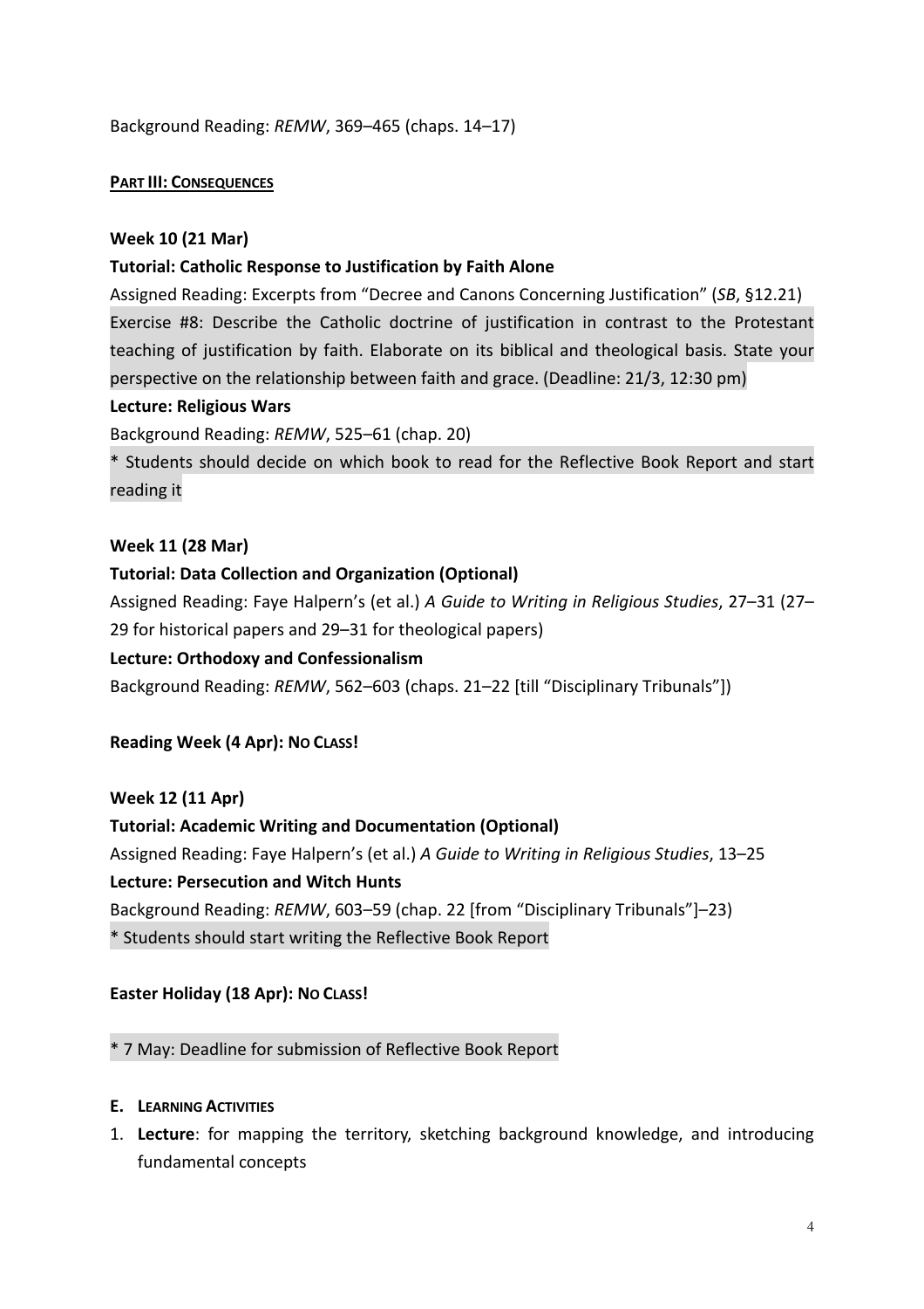Background Reading: *REMW*, 369–465 (chaps. 14–17)

**PART III: CONSEQUENCES**

**Week 10 (21 Mar)**

**Tutorial: Catholic Response to Justification by Faith Alone**

Assigned Reading: Excerpts from "Decree and Canons Concerning Justification" (*SB*, §12.21)

Exercise #8: Describe the Catholic doctrine of justification in contrast to the Protestant teaching of justification by faith. Elaborate on its biblical and theological basis. State your perspective on the relationship between faith and grace. (Deadline: 21/3, 12:30 pm)

**Lecture: Religious Wars**

Background Reading: *REMW*, 525–61 (chap. 20)

* Students should decide on which book to read for the Reflective Book Report and start reading it

**Week 11 (28 Mar)**

**Tutorial: Data Collection and Organization (Optional)**

Assigned Reading: Faye Halpern's (et al.) *A Guide to Writing in Religious Studies*, 27–31 (27–29 for historical papers and 29–31 for theological papers)

**Lecture: Orthodoxy and Confessionalism**

Background Reading: *REMW*, 562–603 (chaps. 21–22 [till "Disciplinary Tribunals"])

**Reading Week (4 Apr): NO CLASS!**

**Week 12 (11 Apr)**

**Tutorial: Academic Writing and Documentation (Optional)**

Assigned Reading: Faye Halpern's (et al.) *A Guide to Writing in Religious Studies*, 13–25

**Lecture: Persecution and Witch Hunts**

Background Reading: *REMW*, 603–59 (chap. 22 [from "Disciplinary Tribunals"]–23)

* Students should start writing the Reflective Book Report

**Easter Holiday (18 Apr): NO CLASS!**

* 7 May: Deadline for submission of Reflective Book Report

**E. LEARNING ACTIVITIES**

1. **Lecture**: for mapping the territory, sketching background knowledge, and introducing fundamental concepts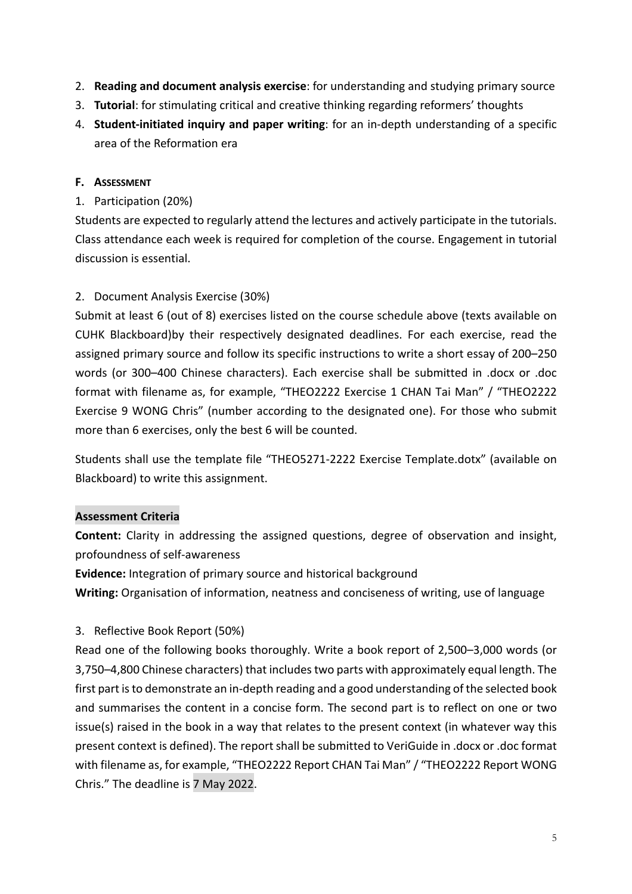2. **Reading and document analysis exercise**: for understanding and studying primary source
3. **Tutorial**: for stimulating critical and creative thinking regarding reformers' thoughts
4. **Student-initiated inquiry and paper writing**: for an in-depth understanding of a specific area of the Reformation era

#### F. ASSESSMENT

1. Participation (20%)

Students are expected to regularly attend the lectures and actively participate in the tutorials. Class attendance each week is required for completion of the course. Engagement in tutorial discussion is essential.

2. Document Analysis Exercise (30%)

Submit at least 6 (out of 8) exercises listed on the course schedule above (texts available on CUHK Blackboard)by their respectively designated deadlines. For each exercise, read the assigned primary source and follow its specific instructions to write a short essay of 200–250 words (or 300–400 Chinese characters). Each exercise shall be submitted in .docx or .doc format with filename as, for example, "THEO2222 Exercise 1 CHAN Tai Man" / "THEO2222 Exercise 9 WONG Chris" (number according to the designated one). For those who submit more than 6 exercises, only the best 6 will be counted.

Students shall use the template file "THEO5271-2222 Exercise Template.dotx" (available on Blackboard) to write this assignment.

**Assessment Criteria**

**Content:** Clarity in addressing the assigned questions, degree of observation and insight, profoundness of self-awareness

**Evidence:** Integration of primary source and historical background

**Writing:** Organisation of information, neatness and conciseness of writing, use of language

3. Reflective Book Report (50%)

Read one of the following books thoroughly. Write a book report of 2,500–3,000 words (or 3,750–4,800 Chinese characters) that includes two parts with approximately equal length. The first part is to demonstrate an in-depth reading and a good understanding of the selected book and summarises the content in a concise form. The second part is to reflect on one or two issue(s) raised in the book in a way that relates to the present context (in whatever way this present context is defined). The report shall be submitted to VeriGuide in .docx or .doc format with filename as, for example, "THEO2222 Report CHAN Tai Man" / "THEO2222 Report WONG Chris." The deadline is 7 May 2022.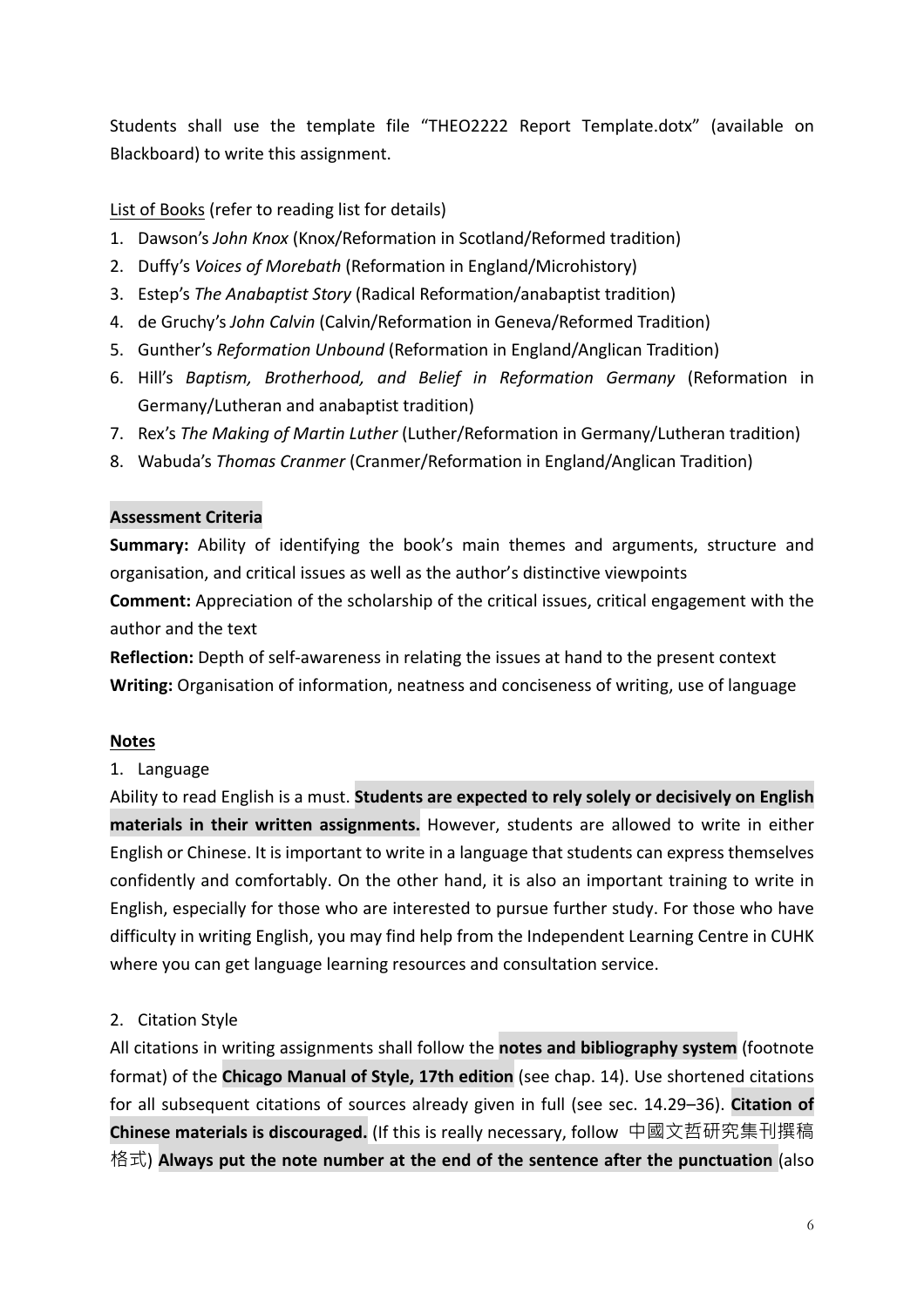Students shall use the template file "THEO2222 Report Template.dotx" (available on Blackboard) to write this assignment.

List of Books (refer to reading list for details)

1. Dawson's *John Knox* (Knox/Reformation in Scotland/Reformed tradition)
2. Duffy's *Voices of Morebath* (Reformation in England/Microhistory)
3. Estep's *The Anabaptist Story* (Radical Reformation/anabaptist tradition)
4. de Gruchy's *John Calvin* (Calvin/Reformation in Geneva/Reformed Tradition)
5. Gunther's *Reformation Unbound* (Reformation in England/Anglican Tradition)
6. Hill's *Baptism, Brotherhood, and Belief in Reformation Germany* (Reformation in Germany/Lutheran and anabaptist tradition)
7. Rex's *The Making of Martin Luther* (Luther/Reformation in Germany/Lutheran tradition)
8. Wabuda's *Thomas Cranmer* (Cranmer/Reformation in England/Anglican Tradition)

**Assessment Criteria**

**Summary:** Ability of identifying the book's main themes and arguments, structure and organisation, and critical issues as well as the author's distinctive viewpoints

**Comment:** Appreciation of the scholarship of the critical issues, critical engagement with the author and the text

**Reflection:** Depth of self-awareness in relating the issues at hand to the present context

**Writing:** Organisation of information, neatness and conciseness of writing, use of language

**Notes**

1. Language

Ability to read English is a must. **Students are expected to rely solely or decisively on English materials in their written assignments.** However, students are allowed to write in either English or Chinese. It is important to write in a language that students can express themselves confidently and comfortably. On the other hand, it is also an important training to write in English, especially for those who are interested to pursue further study. For those who have difficulty in writing English, you may find help from the Independent Learning Centre in CUHK where you can get language learning resources and consultation service.

2. Citation Style

All citations in writing assignments shall follow the **notes and bibliography system** (footnote format) of the **Chicago Manual of Style, 17th edition** (see chap. 14). Use shortened citations for all subsequent citations of sources already given in full (see sec. 14.29–36). **Citation of Chinese materials is discouraged.** (If this is really necessary, follow 中國文哲研究集刊撰稿格式) **Always put the note number at the end of the sentence after the punctuation** (also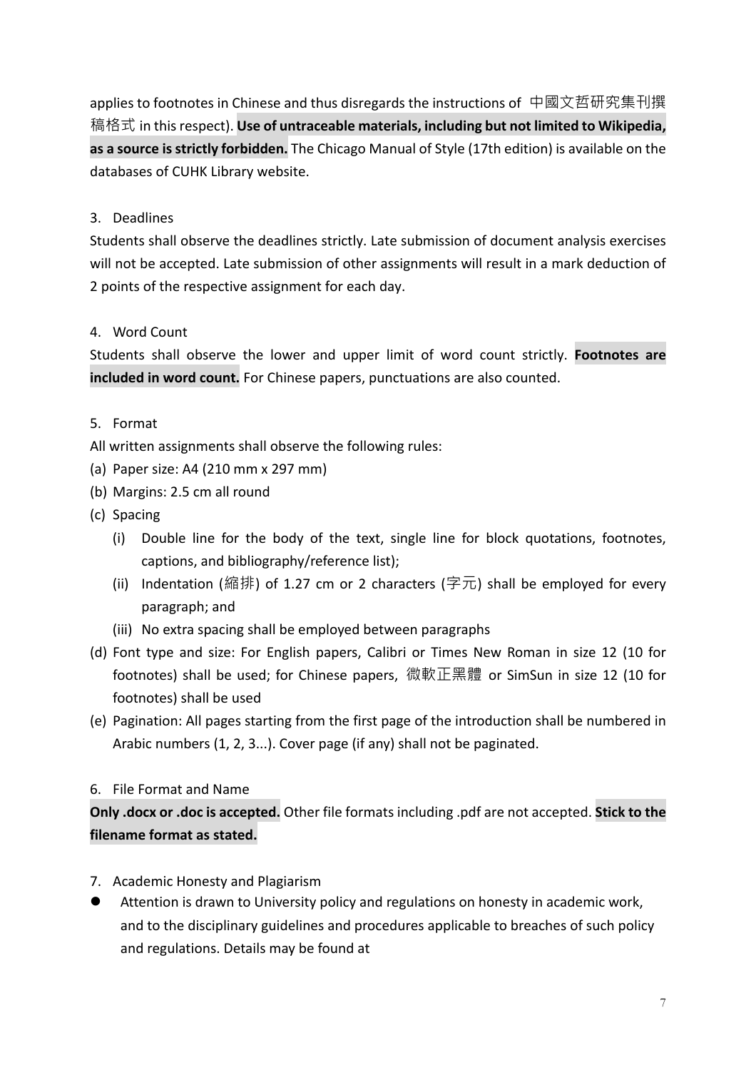applies to footnotes in Chinese and thus disregards the instructions of 中國文哲研究集刊撰稿格式 in this respect). **Use of untraceable materials, including but not limited to Wikipedia, as a source is strictly forbidden.** The Chicago Manual of Style (17th edition) is available on the databases of CUHK Library website.

3. Deadlines

Students shall observe the deadlines strictly. Late submission of document analysis exercises will not be accepted. Late submission of other assignments will result in a mark deduction of 2 points of the respective assignment for each day.

4. Word Count

Students shall observe the lower and upper limit of word count strictly. **Footnotes are included in word count.** For Chinese papers, punctuations are also counted.

5. Format

All written assignments shall observe the following rules:

(a) Paper size: A4 (210 mm x 297 mm)
(b) Margins: 2.5 cm all round
(c) Spacing
    (i) Double line for the body of the text, single line for block quotations, footnotes, captions, and bibliography/reference list);
    (ii) Indentation (縮排) of 1.27 cm or 2 characters (字元) shall be employed for every paragraph; and
    (iii) No extra spacing shall be employed between paragraphs
(d) Font type and size: For English papers, Calibri or Times New Roman in size 12 (10 for footnotes) shall be used; for Chinese papers, 微軟正黑體 or SimSun in size 12 (10 for footnotes) shall be used
(e) Pagination: All pages starting from the first page of the introduction shall be numbered in Arabic numbers (1, 2, 3...). Cover page (if any) shall not be paginated.

6. File Format and Name

**Only .docx or .doc is accepted.** Other file formats including .pdf are not accepted. **Stick to the filename format as stated.**

7. Academic Honesty and Plagiarism

- Attention is drawn to University policy and regulations on honesty in academic work, and to the disciplinary guidelines and procedures applicable to breaches of such policy and regulations. Details may be found at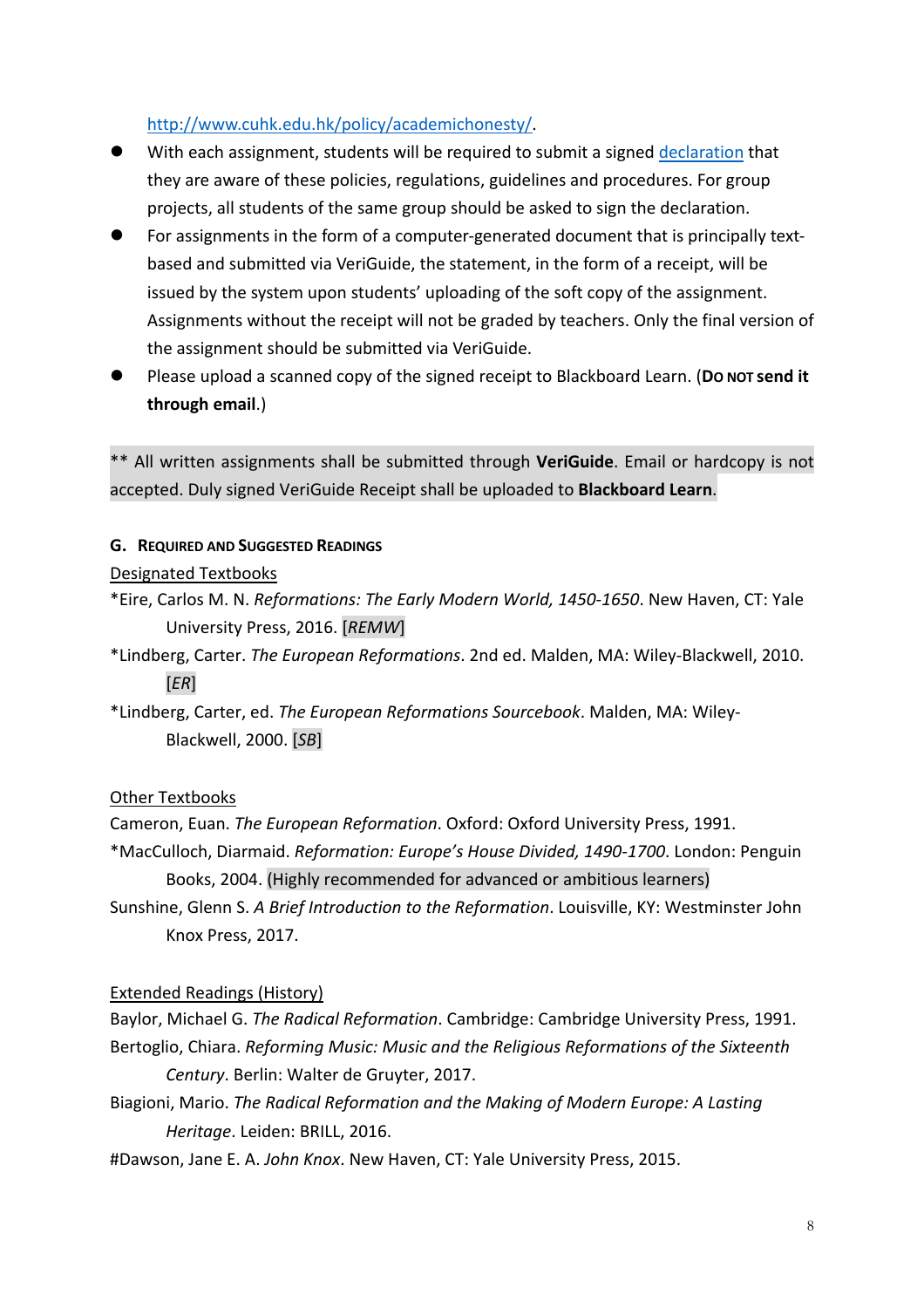http://www.cuhk.edu.hk/policy/academichonesty/.

- With each assignment, students will be required to submit a signed declaration that they are aware of these policies, regulations, guidelines and procedures. For group projects, all students of the same group should be asked to sign the declaration.
- For assignments in the form of a computer-generated document that is principally text-based and submitted via VeriGuide, the statement, in the form of a receipt, will be issued by the system upon students' uploading of the soft copy of the assignment. Assignments without the receipt will not be graded by teachers. Only the final version of the assignment should be submitted via VeriGuide.
- Please upload a scanned copy of the signed receipt to Blackboard Learn. (**Do not send it through email**.)

** All written assignments shall be submitted through **VeriGuide**. Email or hardcopy is not accepted. Duly signed VeriGuide Receipt shall be uploaded to **Blackboard Learn**.

## G. Required and Suggested Readings

Designated Textbooks

*Eire, Carlos M. N. *Reformations: The Early Modern World, 1450-1650*. New Haven, CT: Yale University Press, 2016. [*REMW*]

*Lindberg, Carter. *The European Reformations*. 2nd ed. Malden, MA: Wiley-Blackwell, 2010. [*ER*]

*Lindberg, Carter, ed. *The European Reformations Sourcebook*. Malden, MA: Wiley-Blackwell, 2000. [*SB*]

Other Textbooks

Cameron, Euan. *The European Reformation*. Oxford: Oxford University Press, 1991.

*MacCulloch, Diarmaid. *Reformation: Europe's House Divided, 1490-1700*. London: Penguin Books, 2004. (Highly recommended for advanced or ambitious learners)

Sunshine, Glenn S. *A Brief Introduction to the Reformation*. Louisville, KY: Westminster John Knox Press, 2017.

Extended Readings (History)

Baylor, Michael G. *The Radical Reformation*. Cambridge: Cambridge University Press, 1991.

Bertoglio, Chiara. *Reforming Music: Music and the Religious Reformations of the Sixteenth Century*. Berlin: Walter de Gruyter, 2017.

Biagioni, Mario. *The Radical Reformation and the Making of Modern Europe: A Lasting Heritage*. Leiden: BRILL, 2016.

#Dawson, Jane E. A. *John Knox*. New Haven, CT: Yale University Press, 2015.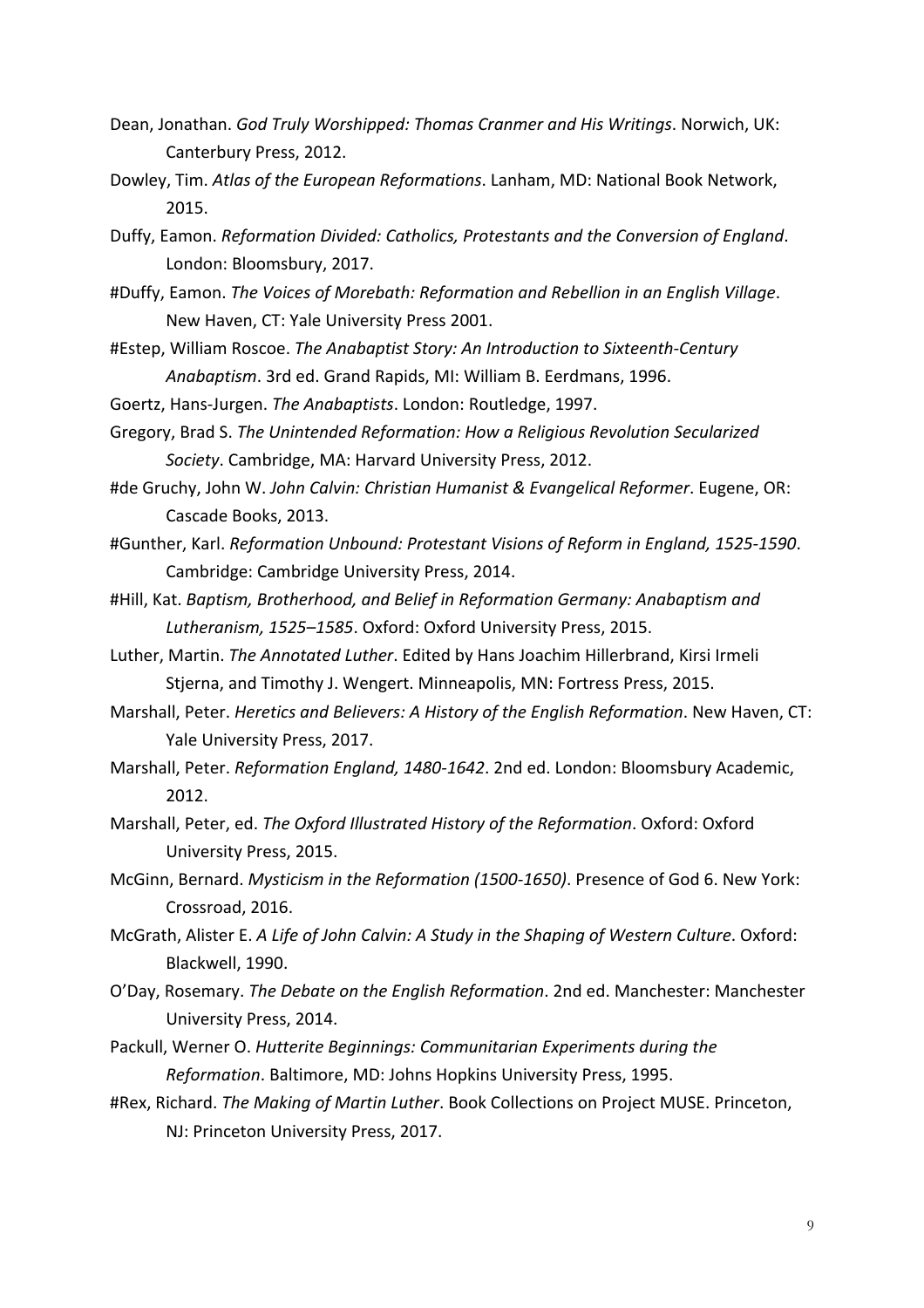Dean, Jonathan. *God Truly Worshipped: Thomas Cranmer and His Writings*. Norwich, UK: Canterbury Press, 2012.

Dowley, Tim. *Atlas of the European Reformations*. Lanham, MD: National Book Network, 2015.

Duffy, Eamon. *Reformation Divided: Catholics, Protestants and the Conversion of England*. London: Bloomsbury, 2017.

#Duffy, Eamon. *The Voices of Morebath: Reformation and Rebellion in an English Village*. New Haven, CT: Yale University Press 2001.

#Estep, William Roscoe. *The Anabaptist Story: An Introduction to Sixteenth-Century Anabaptism*. 3rd ed. Grand Rapids, MI: William B. Eerdmans, 1996.

Goertz, Hans-Jurgen. *The Anabaptists*. London: Routledge, 1997.

Gregory, Brad S. *The Unintended Reformation: How a Religious Revolution Secularized Society*. Cambridge, MA: Harvard University Press, 2012.

#de Gruchy, John W. *John Calvin: Christian Humanist & Evangelical Reformer*. Eugene, OR: Cascade Books, 2013.

#Gunther, Karl. *Reformation Unbound: Protestant Visions of Reform in England, 1525-1590*. Cambridge: Cambridge University Press, 2014.

#Hill, Kat. *Baptism, Brotherhood, and Belief in Reformation Germany: Anabaptism and Lutheranism, 1525–1585*. Oxford: Oxford University Press, 2015.

Luther, Martin. *The Annotated Luther*. Edited by Hans Joachim Hillerbrand, Kirsi Irmeli Stjerna, and Timothy J. Wengert. Minneapolis, MN: Fortress Press, 2015.

Marshall, Peter. *Heretics and Believers: A History of the English Reformation*. New Haven, CT: Yale University Press, 2017.

Marshall, Peter. *Reformation England, 1480-1642*. 2nd ed. London: Bloomsbury Academic, 2012.

Marshall, Peter, ed. *The Oxford Illustrated History of the Reformation*. Oxford: Oxford University Press, 2015.

McGinn, Bernard. *Mysticism in the Reformation (1500-1650)*. Presence of God 6. New York: Crossroad, 2016.

McGrath, Alister E. *A Life of John Calvin: A Study in the Shaping of Western Culture*. Oxford: Blackwell, 1990.

O'Day, Rosemary. *The Debate on the English Reformation*. 2nd ed. Manchester: Manchester University Press, 2014.

Packull, Werner O. *Hutterite Beginnings: Communitarian Experiments during the Reformation*. Baltimore, MD: Johns Hopkins University Press, 1995.

#Rex, Richard. *The Making of Martin Luther*. Book Collections on Project MUSE. Princeton, NJ: Princeton University Press, 2017.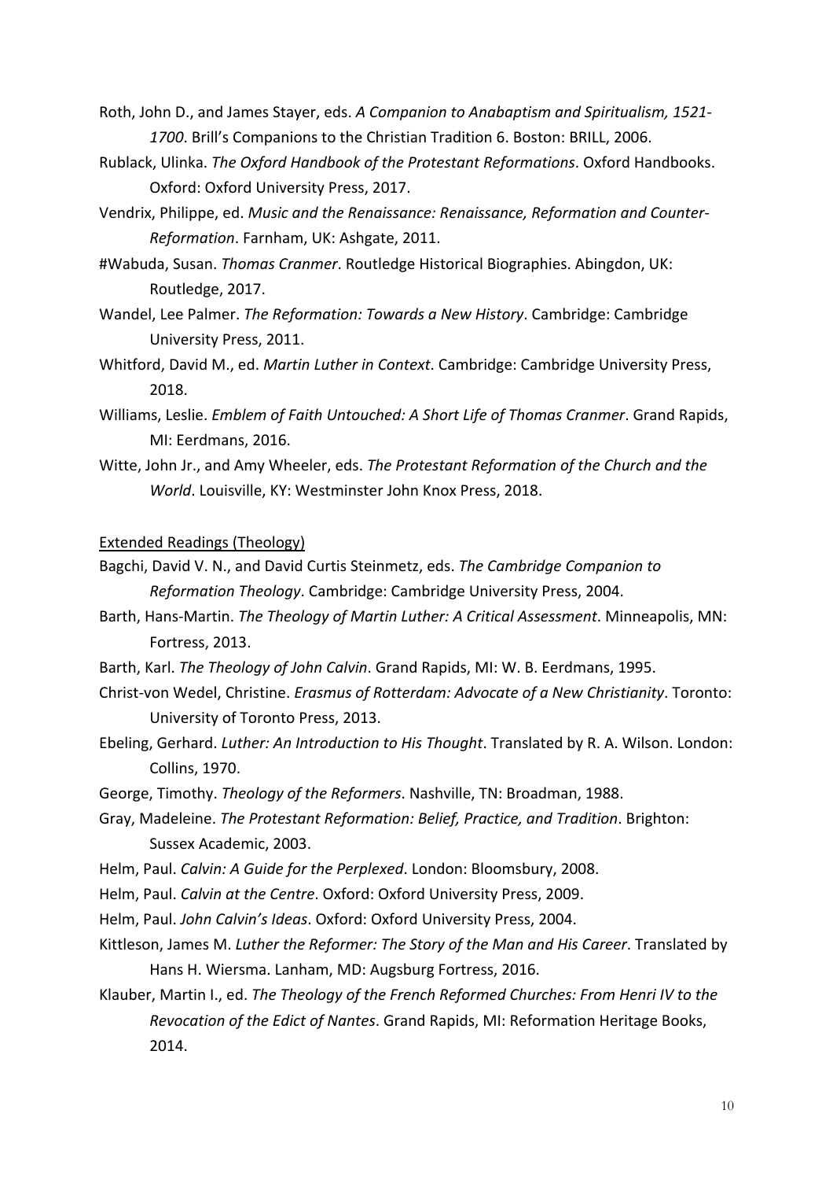Roth, John D., and James Stayer, eds. *A Companion to Anabaptism and Spiritualism, 1521-1700*. Brill's Companions to the Christian Tradition 6. Boston: BRILL, 2006.

Rublack, Ulinka. *The Oxford Handbook of the Protestant Reformations*. Oxford Handbooks. Oxford: Oxford University Press, 2017.

Vendrix, Philippe, ed. *Music and the Renaissance: Renaissance, Reformation and Counter-Reformation*. Farnham, UK: Ashgate, 2011.

#Wabuda, Susan. *Thomas Cranmer*. Routledge Historical Biographies. Abingdon, UK: Routledge, 2017.

Wandel, Lee Palmer. *The Reformation: Towards a New History*. Cambridge: Cambridge University Press, 2011.

Whitford, David M., ed. *Martin Luther in Context*. Cambridge: Cambridge University Press, 2018.

Williams, Leslie. *Emblem of Faith Untouched: A Short Life of Thomas Cranmer*. Grand Rapids, MI: Eerdmans, 2016.

Witte, John Jr., and Amy Wheeler, eds. *The Protestant Reformation of the Church and the World*. Louisville, KY: Westminster John Knox Press, 2018.

<u>Extended Readings (Theology)</u>

Bagchi, David V. N., and David Curtis Steinmetz, eds. *The Cambridge Companion to Reformation Theology*. Cambridge: Cambridge University Press, 2004.

Barth, Hans-Martin. *The Theology of Martin Luther: A Critical Assessment*. Minneapolis, MN: Fortress, 2013.

Barth, Karl. *The Theology of John Calvin*. Grand Rapids, MI: W. B. Eerdmans, 1995.

Christ-von Wedel, Christine. *Erasmus of Rotterdam: Advocate of a New Christianity*. Toronto: University of Toronto Press, 2013.

Ebeling, Gerhard. *Luther: An Introduction to His Thought*. Translated by R. A. Wilson. London: Collins, 1970.

George, Timothy. *Theology of the Reformers*. Nashville, TN: Broadman, 1988.

Gray, Madeleine. *The Protestant Reformation: Belief, Practice, and Tradition*. Brighton: Sussex Academic, 2003.

Helm, Paul. *Calvin: A Guide for the Perplexed*. London: Bloomsbury, 2008.

Helm, Paul. *Calvin at the Centre*. Oxford: Oxford University Press, 2009.

Helm, Paul. *John Calvin's Ideas*. Oxford: Oxford University Press, 2004.

Kittleson, James M. *Luther the Reformer: The Story of the Man and His Career*. Translated by Hans H. Wiersma. Lanham, MD: Augsburg Fortress, 2016.

Klauber, Martin I., ed. *The Theology of the French Reformed Churches: From Henri IV to the Revocation of the Edict of Nantes*. Grand Rapids, MI: Reformation Heritage Books, 2014.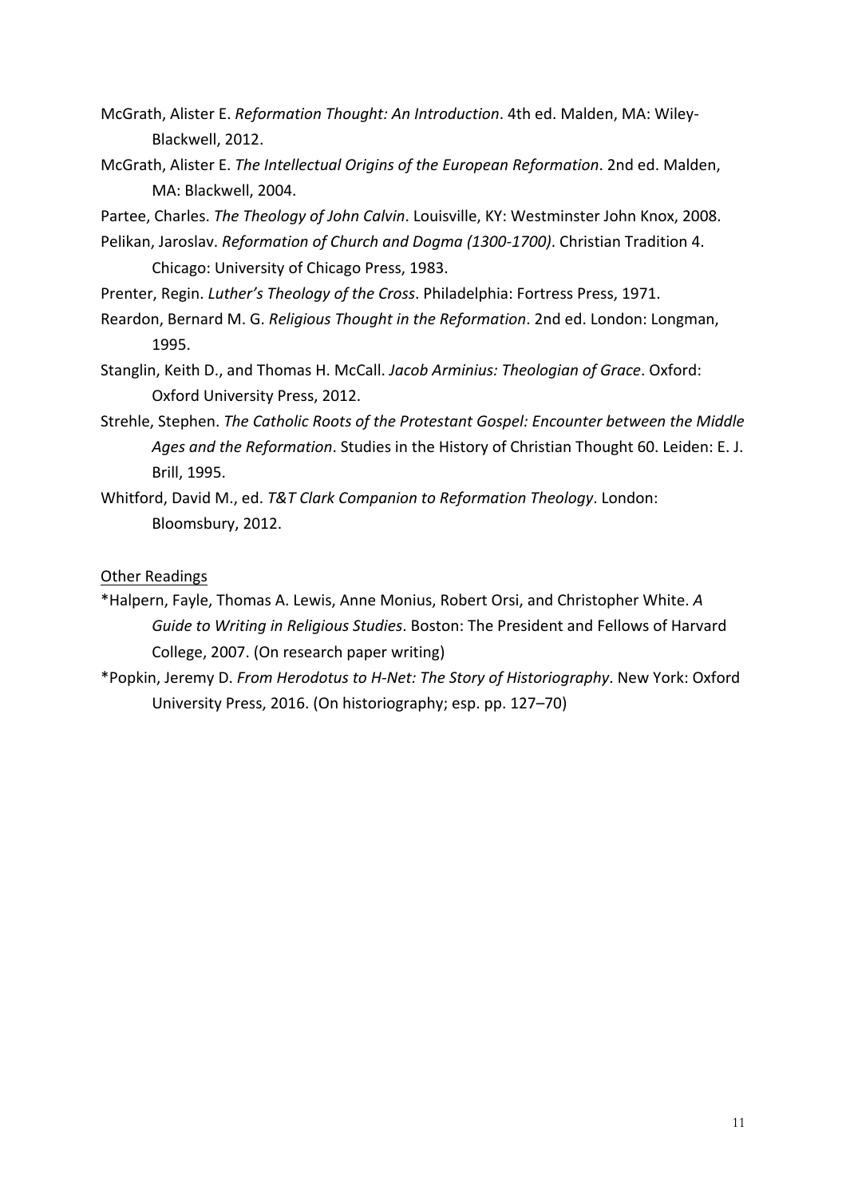McGrath, Alister E. *Reformation Thought: An Introduction*. 4th ed. Malden, MA: Wiley-Blackwell, 2012.

McGrath, Alister E. *The Intellectual Origins of the European Reformation*. 2nd ed. Malden, MA: Blackwell, 2004.

Partee, Charles. *The Theology of John Calvin*. Louisville, KY: Westminster John Knox, 2008.

Pelikan, Jaroslav. *Reformation of Church and Dogma (1300-1700)*. Christian Tradition 4. Chicago: University of Chicago Press, 1983.

Prenter, Regin. *Luther's Theology of the Cross*. Philadelphia: Fortress Press, 1971.

Reardon, Bernard M. G. *Religious Thought in the Reformation*. 2nd ed. London: Longman, 1995.

Stanglin, Keith D., and Thomas H. McCall. *Jacob Arminius: Theologian of Grace*. Oxford: Oxford University Press, 2012.

Strehle, Stephen. *The Catholic Roots of the Protestant Gospel: Encounter between the Middle Ages and the Reformation*. Studies in the History of Christian Thought 60. Leiden: E. J. Brill, 1995.

Whitford, David M., ed. *T&T Clark Companion to Reformation Theology*. London: Bloomsbury, 2012.

<u>Other Readings</u>

*Halpern, Fayle, Thomas A. Lewis, Anne Monius, Robert Orsi, and Christopher White. *A Guide to Writing in Religious Studies*. Boston: The President and Fellows of Harvard College, 2007. (On research paper writing)

*Popkin, Jeremy D. *From Herodotus to H-Net: The Story of Historiography*. New York: Oxford University Press, 2016. (On historiography; esp. pp. 127–70)